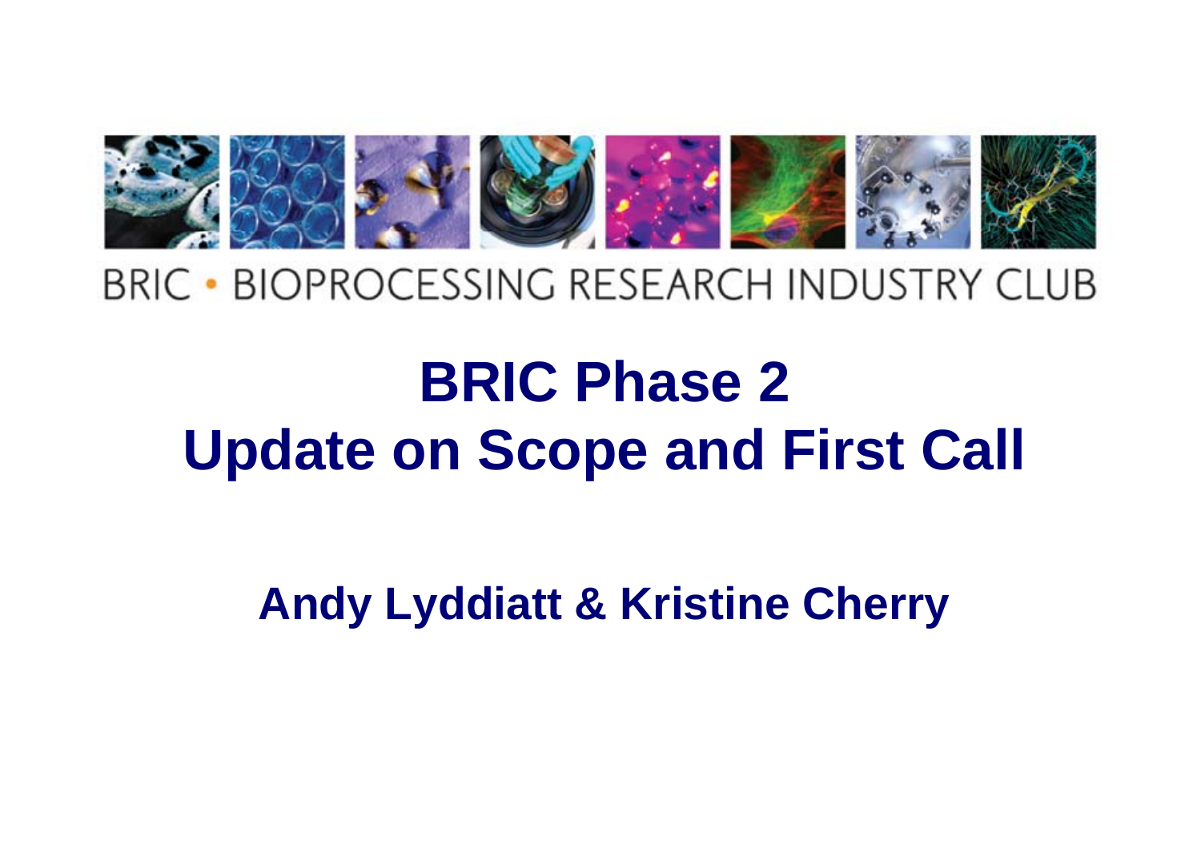BRIC • BIOPROCESSING RESEARCH INDUSTRY CLUB

# BRIC Phase 2
# Update on Scope and First Call

**Andy Lyddiatt & Kristine Cherry**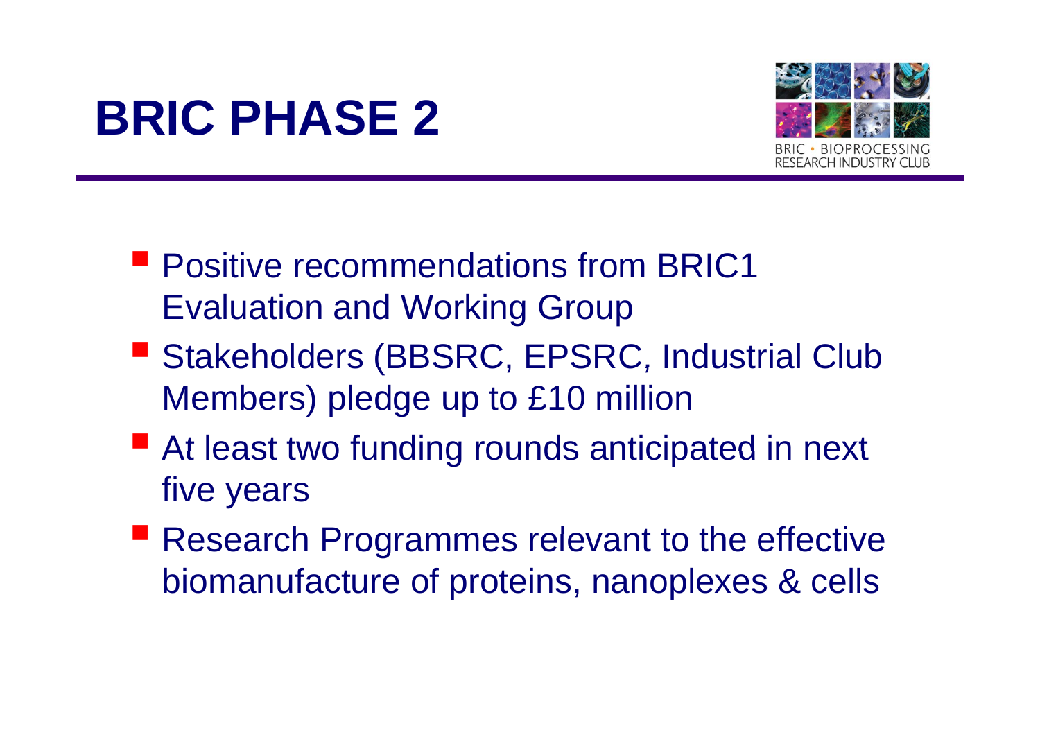# BRIC PHASE 2

BRIC • BIOPROCESSING RESEARCH INDUSTRY CLUB

- Positive recommendations from BRIC1 Evaluation and Working Group
- Stakeholders (BBSRC, EPSRC, Industrial Club Members) pledge up to £10 million
- At least two funding rounds anticipated in next five years
- Research Programmes relevant to the effective biomanufacture of proteins, nanoplexes & cells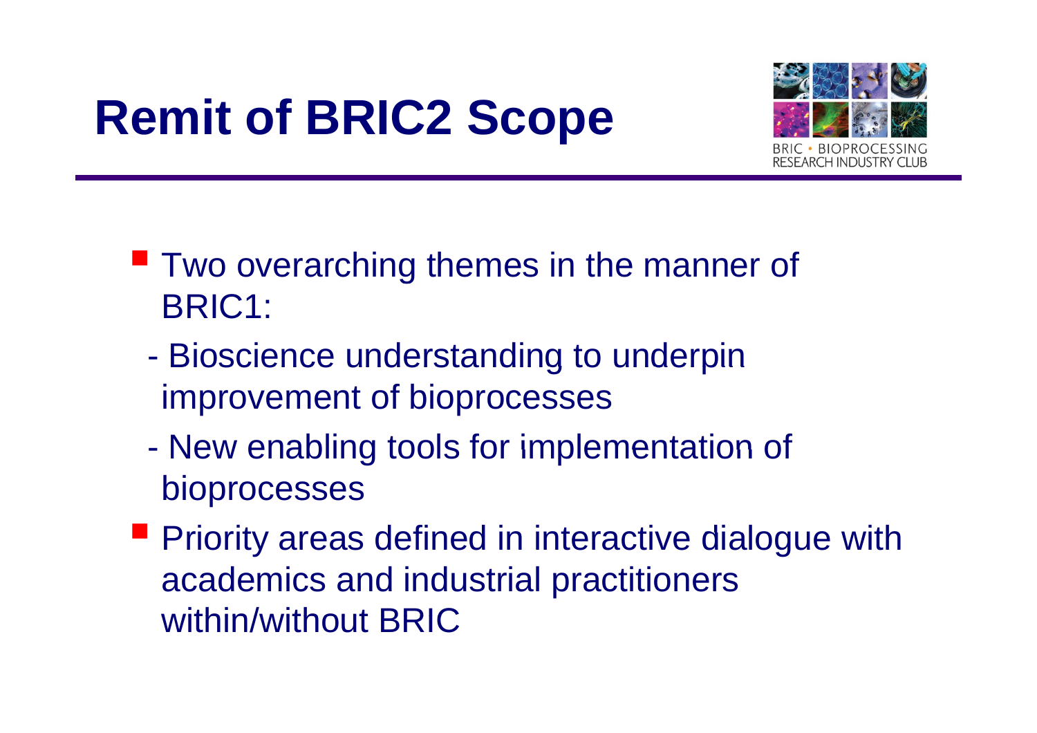# Remit of BRIC2 Scope

- Two overarching themes in the manner of BRIC1:
  - Bioscience understanding to underpin improvement of bioprocesses
  - New enabling tools for implementation of bioprocesses
- Priority areas defined in interactive dialogue with academics and industrial practitioners within/without BRIC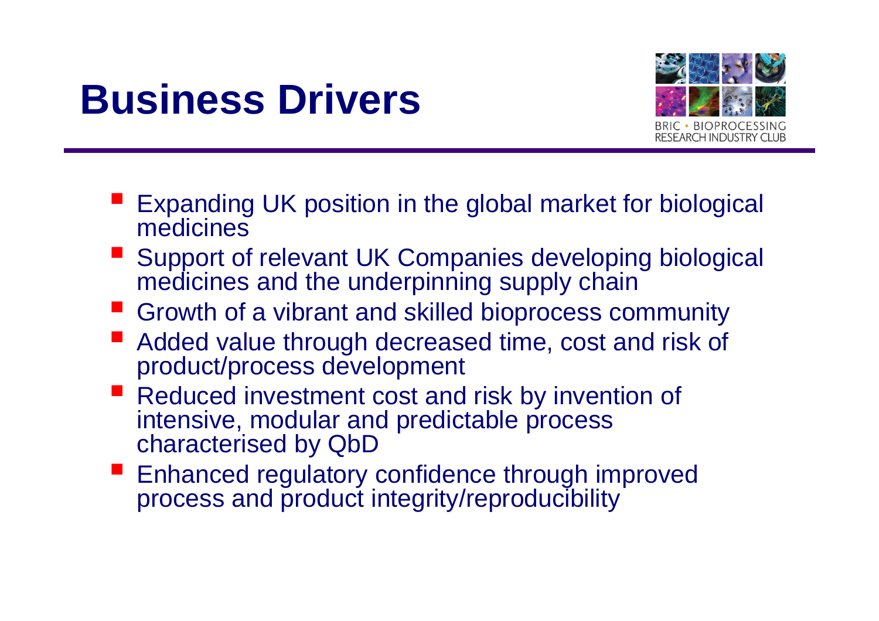# Business Drivers

- Expanding UK position in the global market for biological medicines
- Support of relevant UK Companies developing biological medicines and the underpinning supply chain
- Growth of a vibrant and skilled bioprocess community
- Added value through decreased time, cost and risk of product/process development
- Reduced investment cost and risk by invention of intensive, modular and predictable process characterised by QbD
- Enhanced regulatory confidence through improved process and product integrity/reproducibility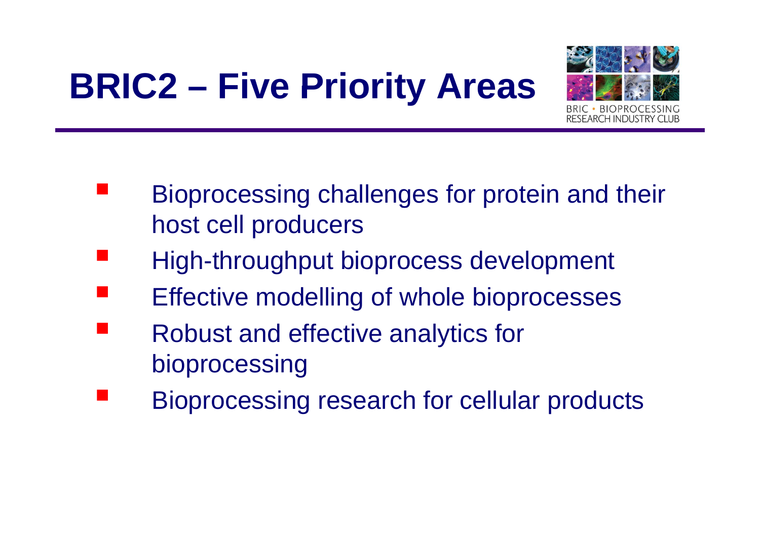# BRIC2 – Five Priority Areas

BRIC • BIOPROCESSING RESEARCH INDUSTRY CLUB

- Bioprocessing challenges for protein and their host cell producers
- High-throughput bioprocess development
- Effective modelling of whole bioprocesses
- Robust and effective analytics for bioprocessing
- Bioprocessing research for cellular products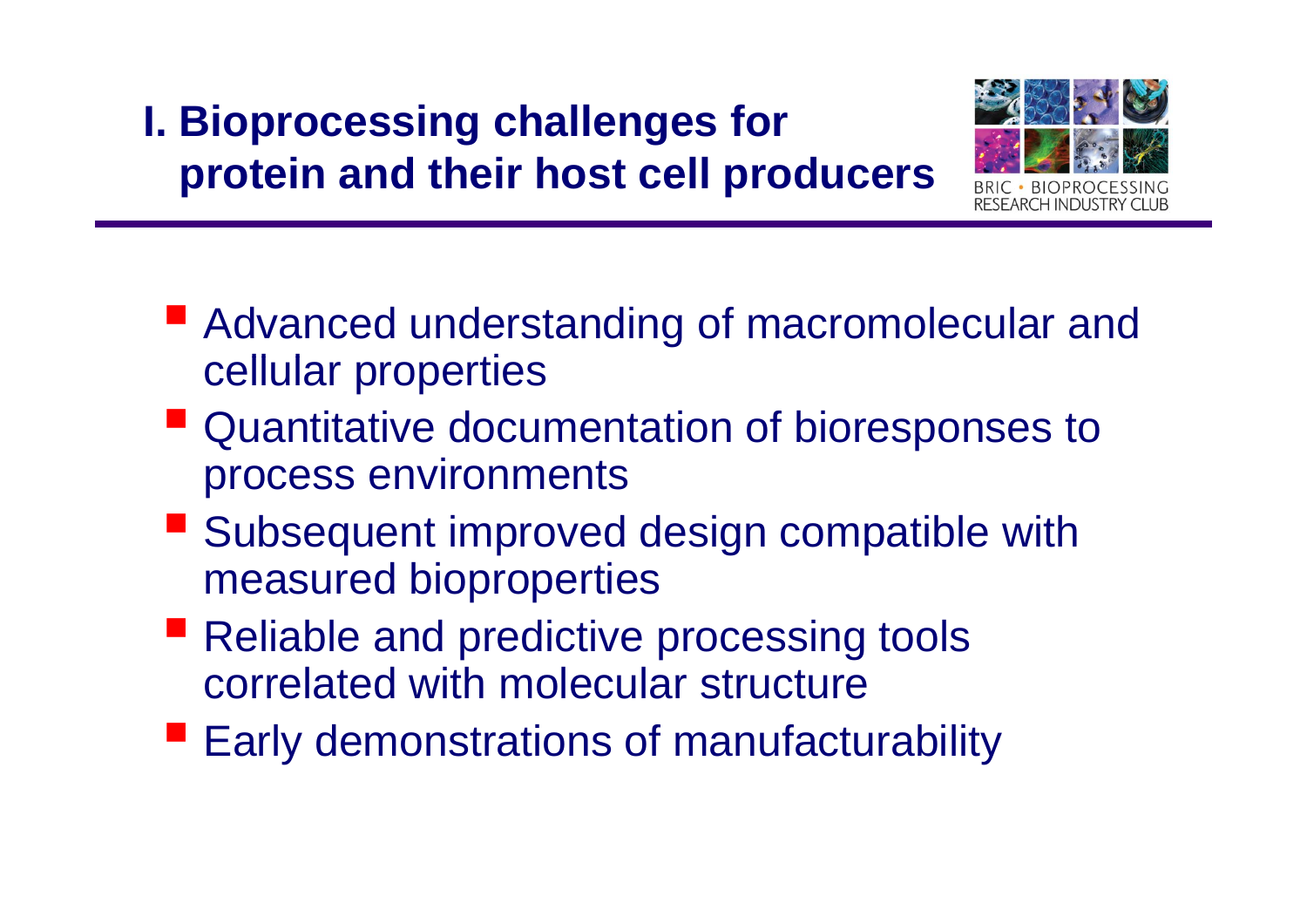# I. Bioprocessing challenges for protein and their host cell producers

BRIC • BIOPROCESSING RESEARCH INDUSTRY CLUB

- Advanced understanding of macromolecular and cellular properties
- Quantitative documentation of bioresponses to process environments
- Subsequent improved design compatible with measured bioproperties
- Reliable and predictive processing tools correlated with molecular structure
- Early demonstrations of manufacturability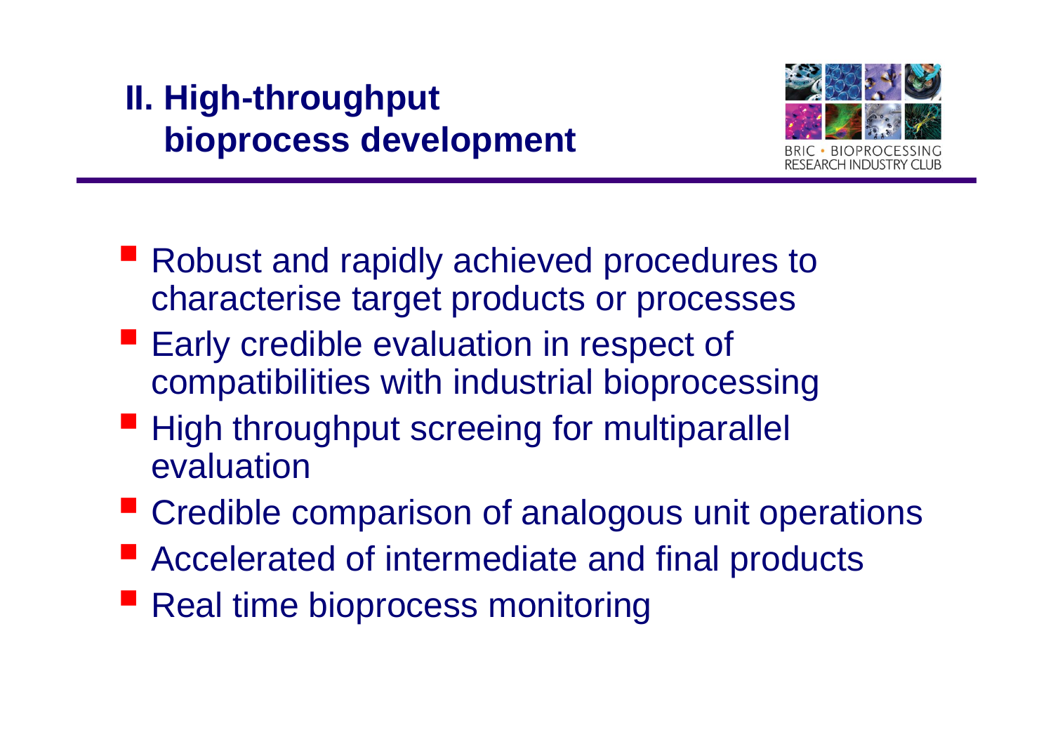## II. High-throughput bioprocess development

- Robust and rapidly achieved procedures to characterise target products or processes
- Early credible evaluation in respect of compatibilities with industrial bioprocessing
- High throughput screeing for multiparallel evaluation
- Credible comparison of analogous unit operations
- Accelerated of intermediate and final products
- Real time bioprocess monitoring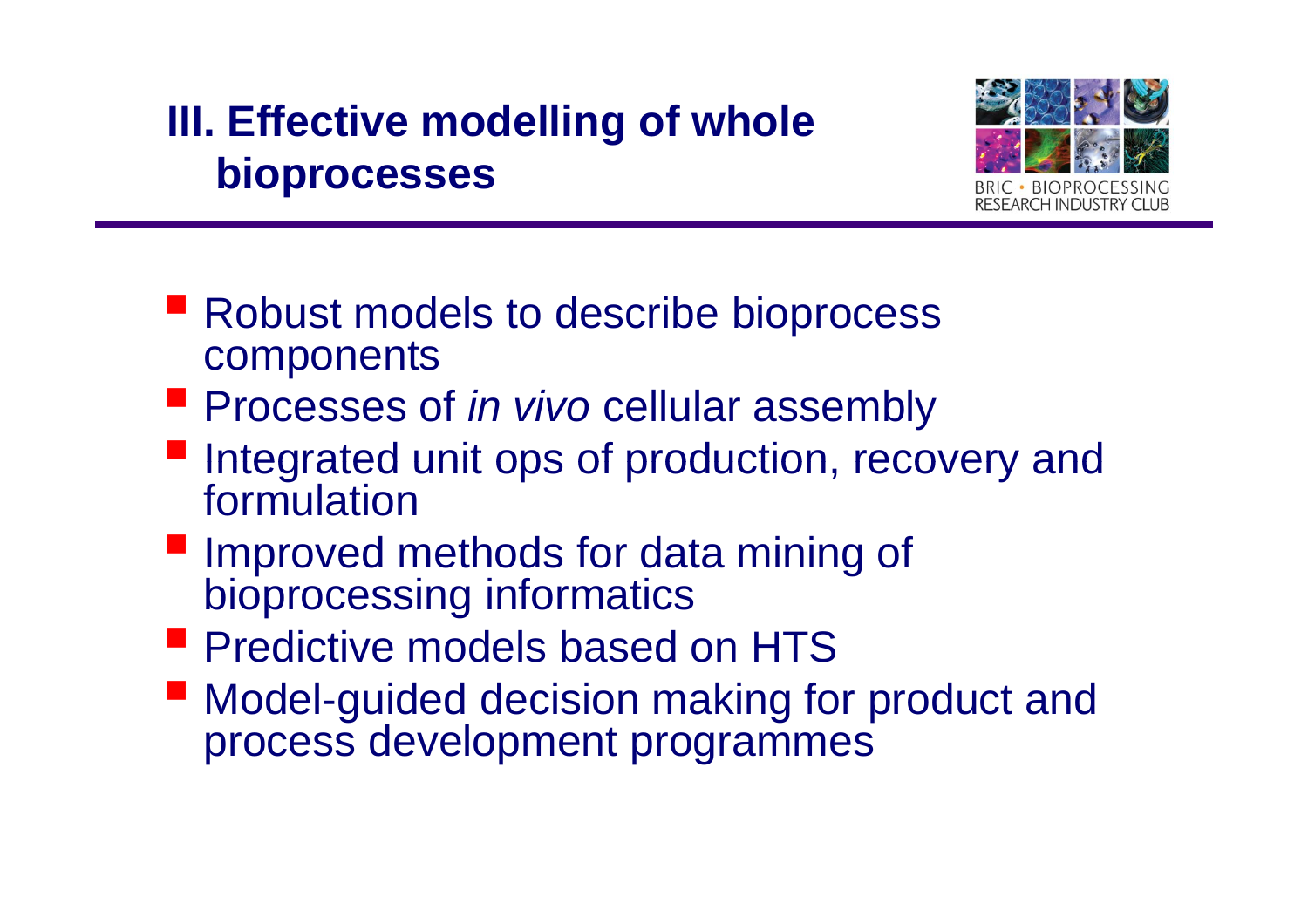## III. Effective modelling of whole bioprocesses

- Robust models to describe bioprocess components
- Processes of *in vivo* cellular assembly
- Integrated unit ops of production, recovery and formulation
- Improved methods for data mining of bioprocessing informatics
- Predictive models based on HTS
- Model-guided decision making for product and process development programmes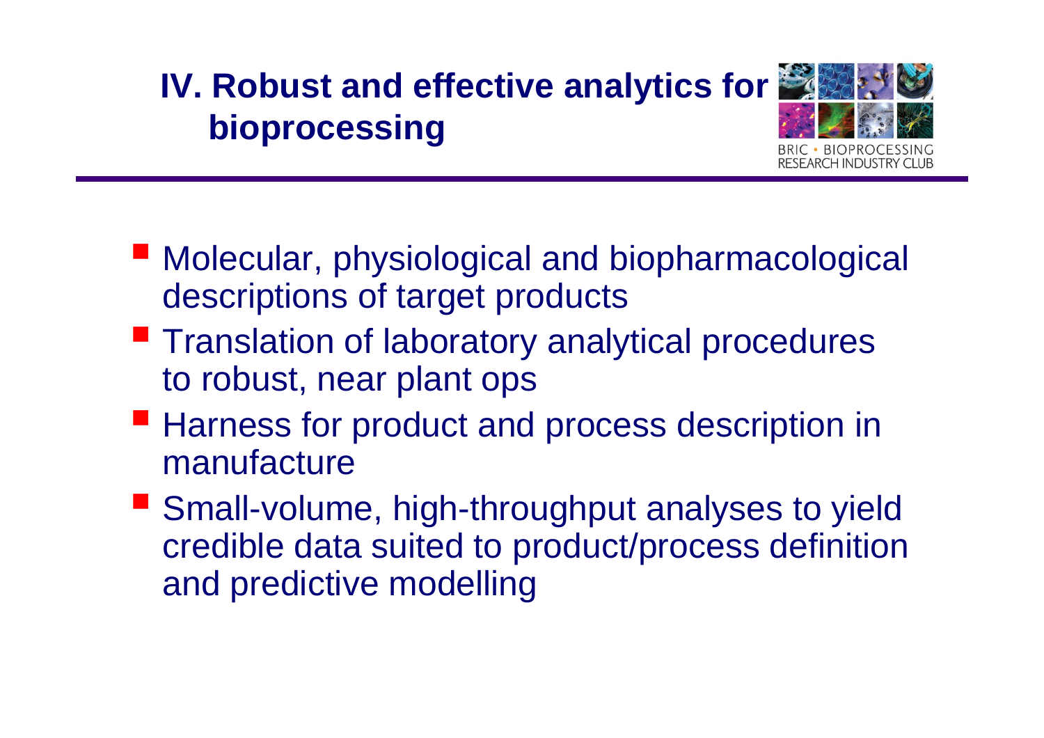# IV. Robust and effective analytics for bioprocessing

BRIC • BIOPROCESSING RESEARCH INDUSTRY CLUB

- Molecular, physiological and biopharmacological descriptions of target products
- Translation of laboratory analytical procedures to robust, near plant ops
- Harness for product and process description in manufacture
- Small-volume, high-throughput analyses to yield credible data suited to product/process definition and predictive modelling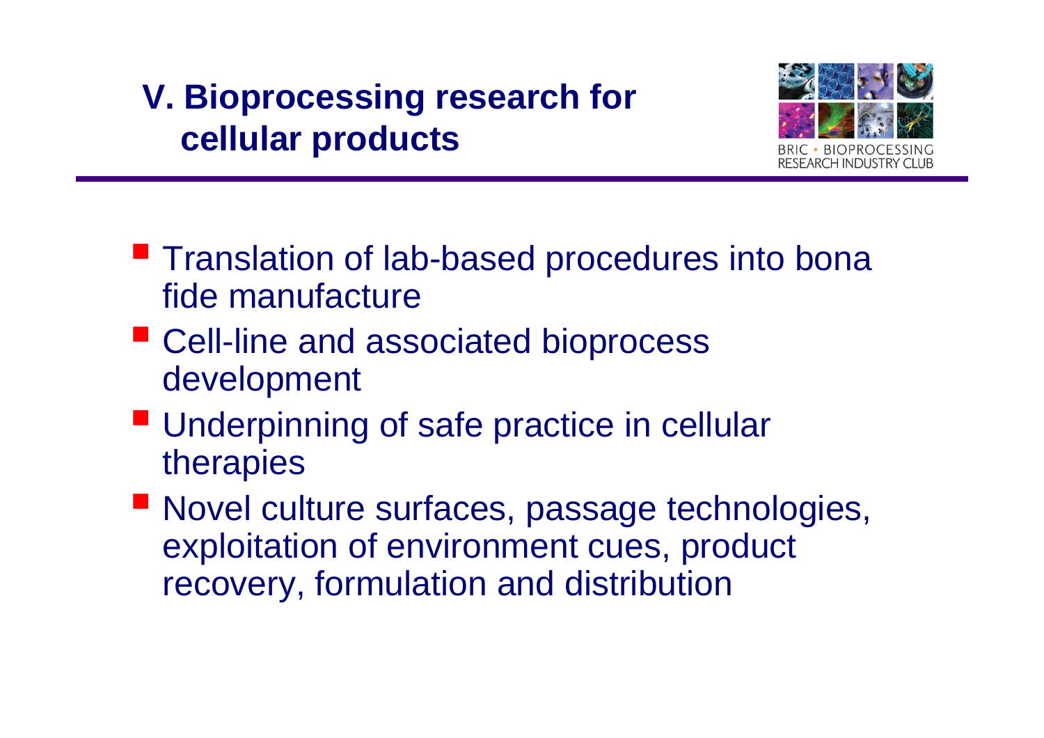# V. Bioprocessing research for cellular products

BRIC • BIOPROCESSING RESEARCH INDUSTRY CLUB

- Translation of lab-based procedures into bona fide manufacture
- Cell-line and associated bioprocess development
- Underpinning of safe practice in cellular therapies
- Novel culture surfaces, passage technologies, exploitation of environment cues, product recovery, formulation and distribution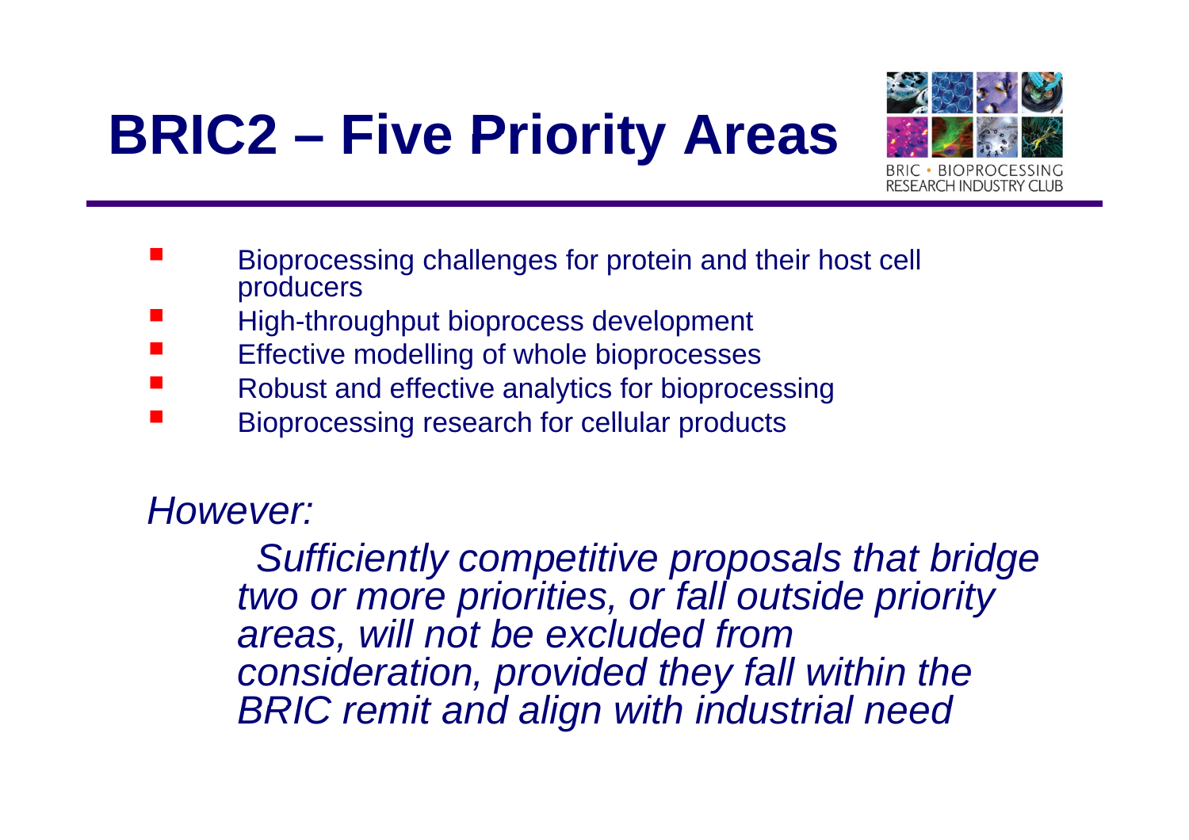# BRIC2 – Five Priority Areas

- Bioprocessing challenges for protein and their host cell producers
- High-throughput bioprocess development
- Effective modelling of whole bioprocesses
- Robust and effective analytics for bioprocessing
- Bioprocessing research for cellular products

*However:*

*Sufficiently competitive proposals that bridge two or more priorities, or fall outside priority areas, will not be excluded from consideration, provided they fall within the BRIC remit and align with industrial need*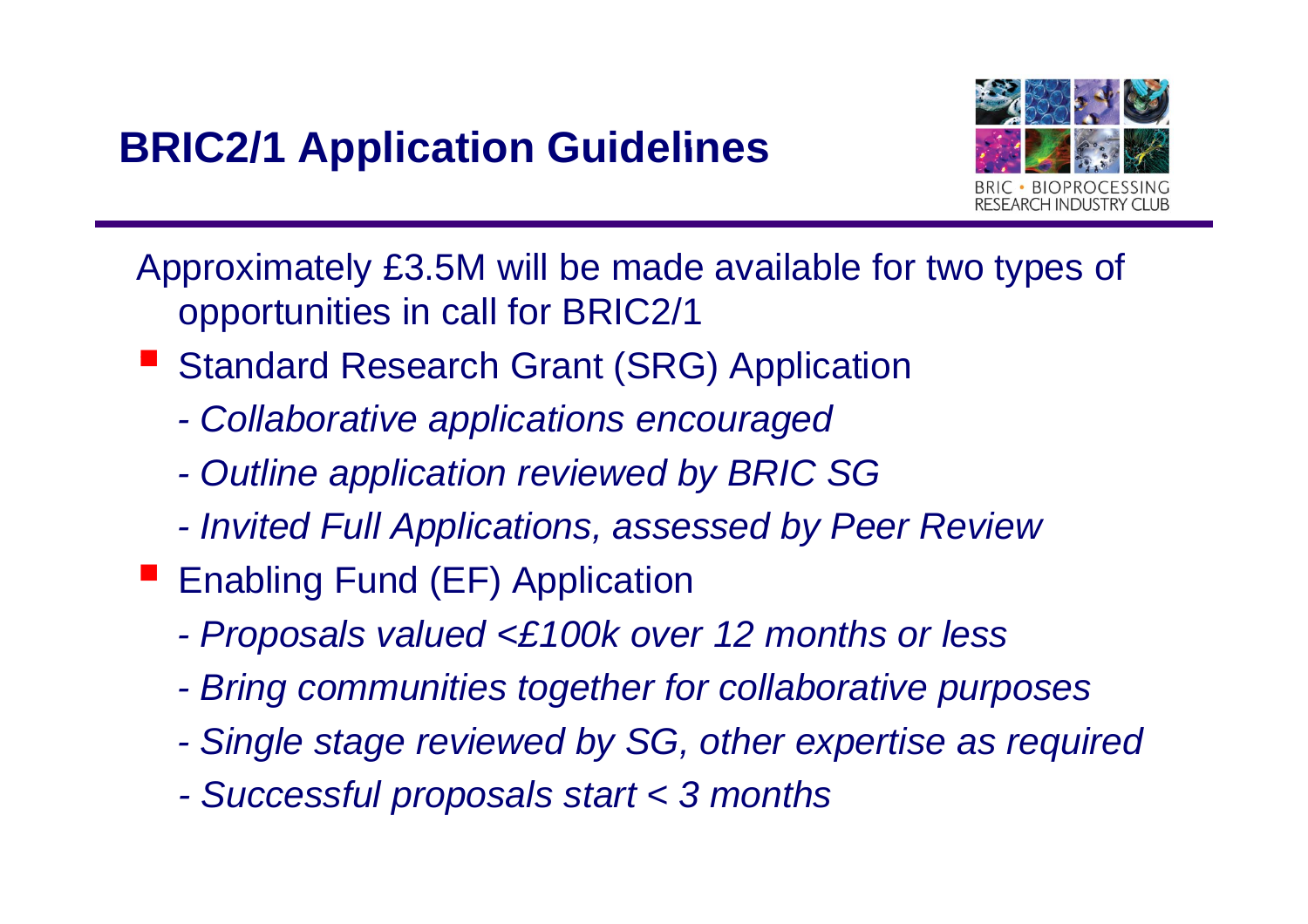# BRIC2/1 Application Guidelines

BRIC • BIOPROCESSING RESEARCH INDUSTRY CLUB

Approximately £3.5M will be made available for two types of opportunities in call for BRIC2/1

- Standard Research Grant (SRG) Application
  - *Collaborative applications encouraged*
  - *Outline application reviewed by BRIC SG*
  - *Invited Full Applications, assessed by Peer Review*
- Enabling Fund (EF) Application
  - *Proposals valued <£100k over 12 months or less*
  - *Bring communities together for collaborative purposes*
  - *Single stage reviewed by SG, other expertise as required*
  - *Successful proposals start < 3 months*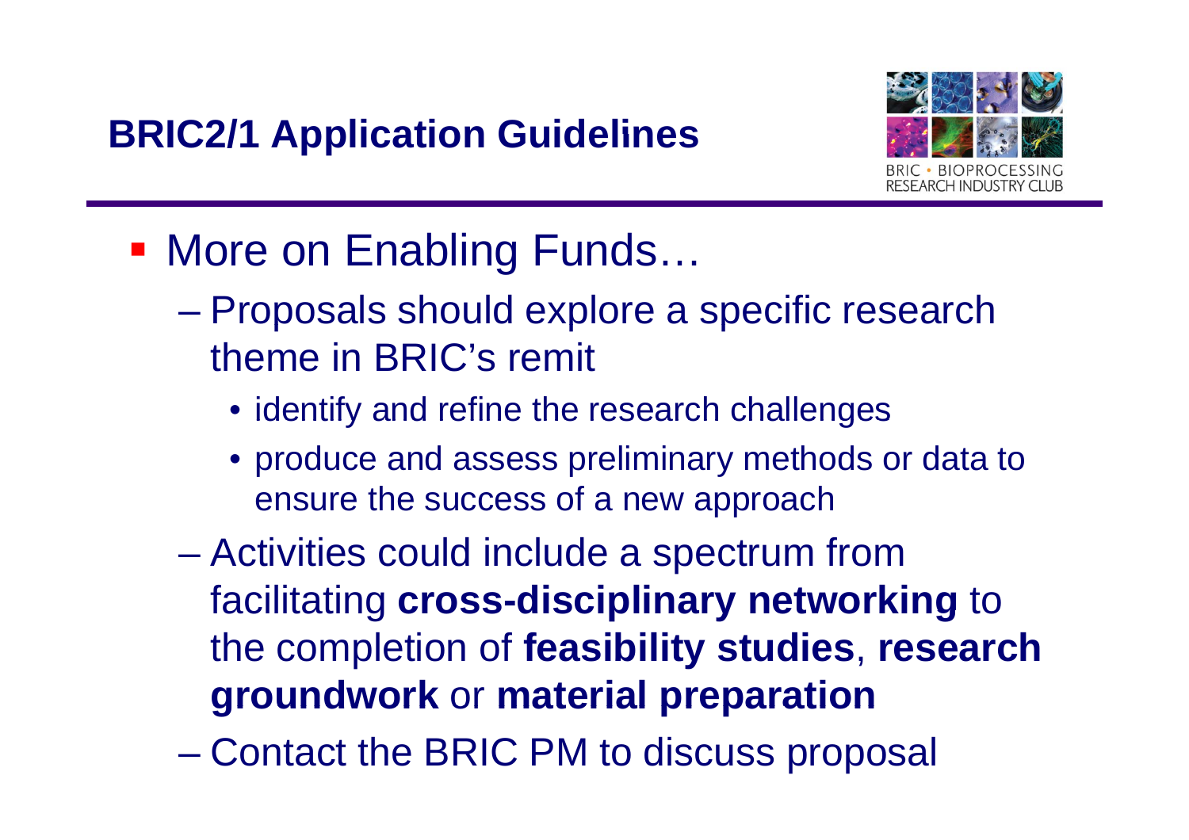## BRIC2/1 Application Guidelines

BRIC • BIOPROCESSING RESEARCH INDUSTRY CLUB

- More on Enabling Funds…
  - Proposals should explore a specific research theme in BRIC's remit
    - identify and refine the research challenges
    - produce and assess preliminary methods or data to ensure the success of a new approach
  - Activities could include a spectrum from facilitating **cross-disciplinary networking** to the completion of **feasibility studies**, **research groundwork** or **material preparation**
  - Contact the BRIC PM to discuss proposal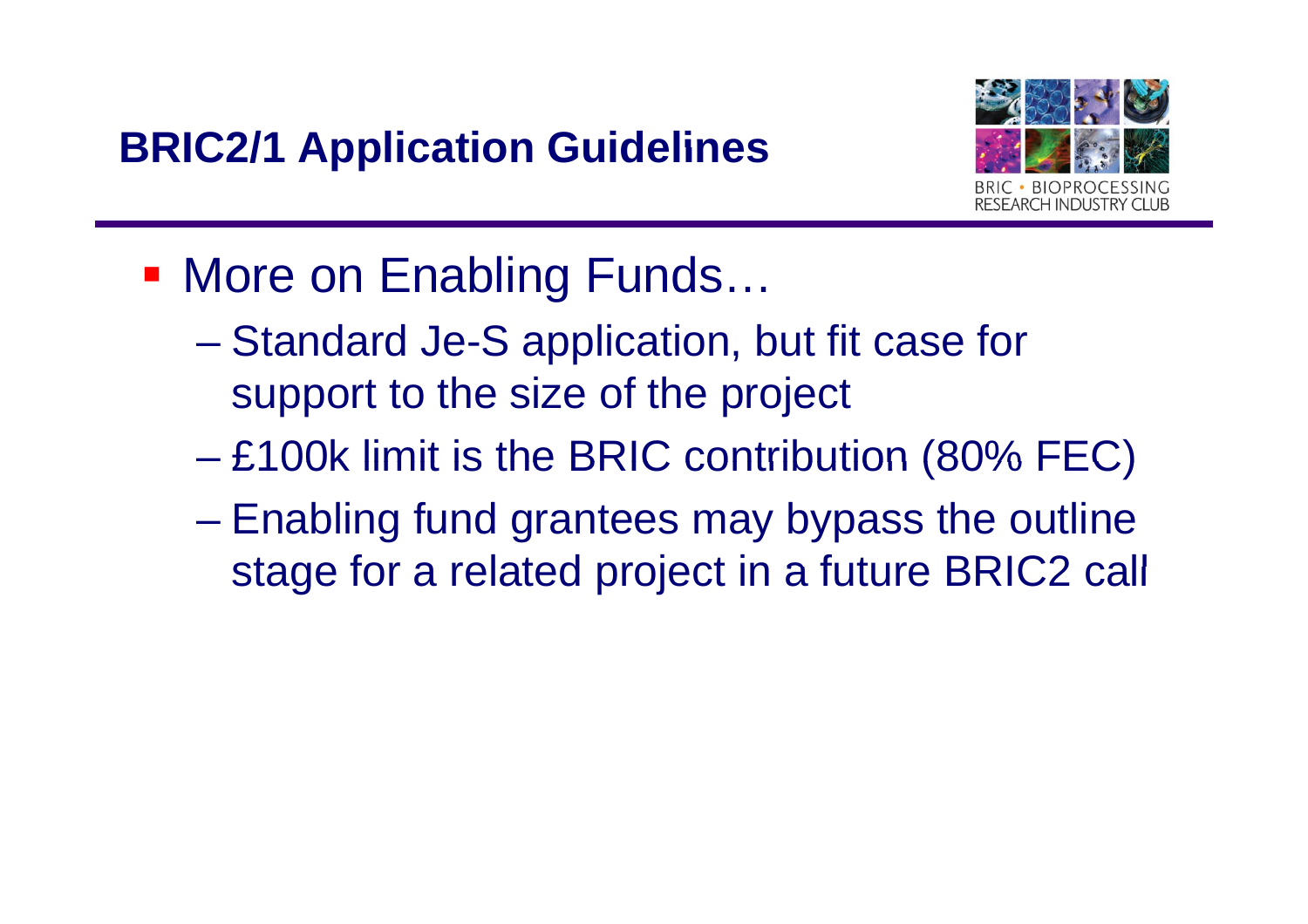## BRIC2/1 Application Guidelines

BRIC • BIOPROCESSING RESEARCH INDUSTRY CLUB

- More on Enabling Funds…
  - Standard Je-S application, but fit case for support to the size of the project
  - £100k limit is the BRIC contribution (80% FEC)
  - Enabling fund grantees may bypass the outline stage for a related project in a future BRIC2 call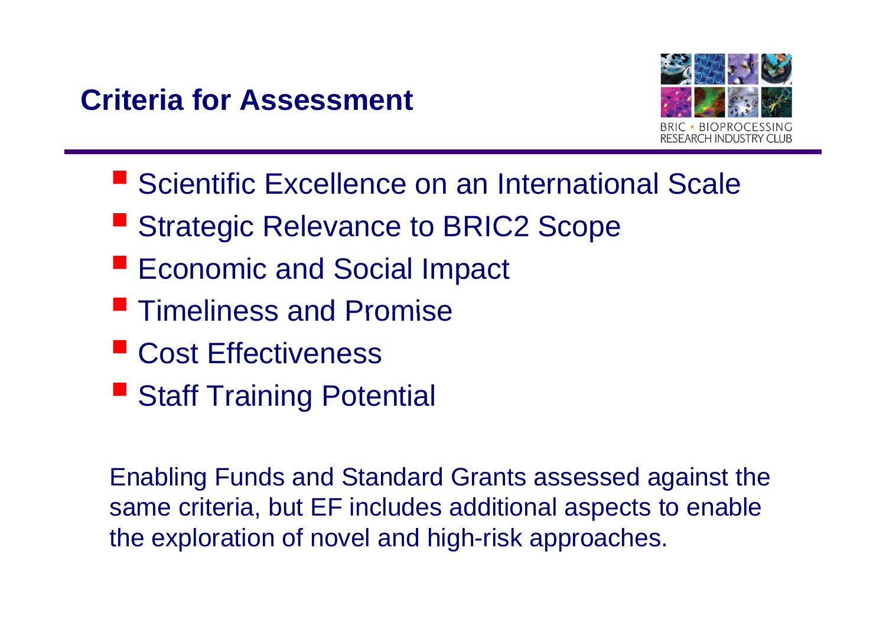## Criteria for Assessment

BRIC • BIOPROCESSING RESEARCH INDUSTRY CLUB

- Scientific Excellence on an International Scale
- Strategic Relevance to BRIC2 Scope
- Economic and Social Impact
- Timeliness and Promise
- Cost Effectiveness
- Staff Training Potential

Enabling Funds and Standard Grants assessed against the same criteria, but EF includes additional aspects to enable the exploration of novel and high-risk approaches.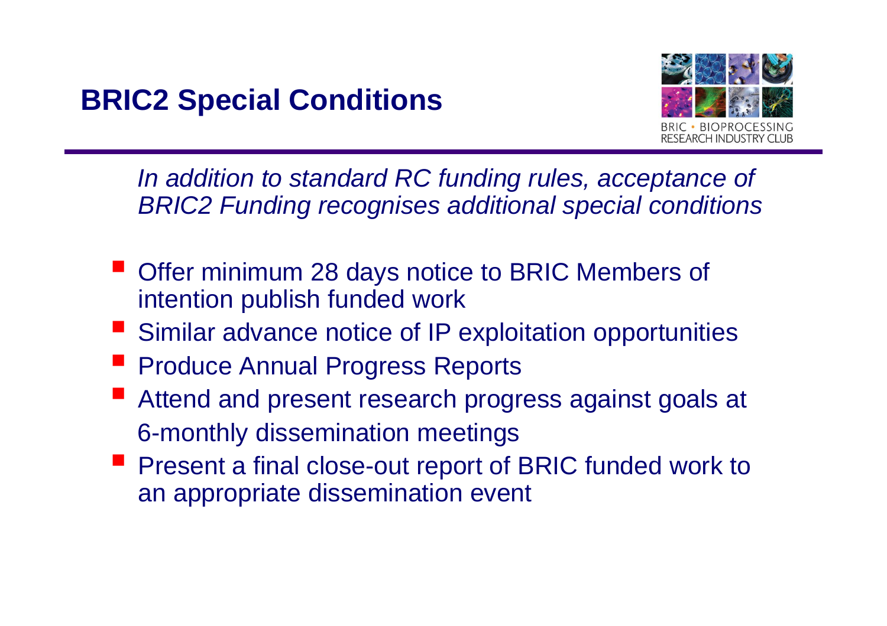# BRIC2 Special Conditions

BRIC • BIOPROCESSING RESEARCH INDUSTRY CLUB

*In addition to standard RC funding rules, acceptance of BRIC2 Funding recognises additional special conditions*

- Offer minimum 28 days notice to BRIC Members of intention publish funded work
- Similar advance notice of IP exploitation opportunities
- Produce Annual Progress Reports
- Attend and present research progress against goals at 6-monthly dissemination meetings
- Present a final close-out report of BRIC funded work to an appropriate dissemination event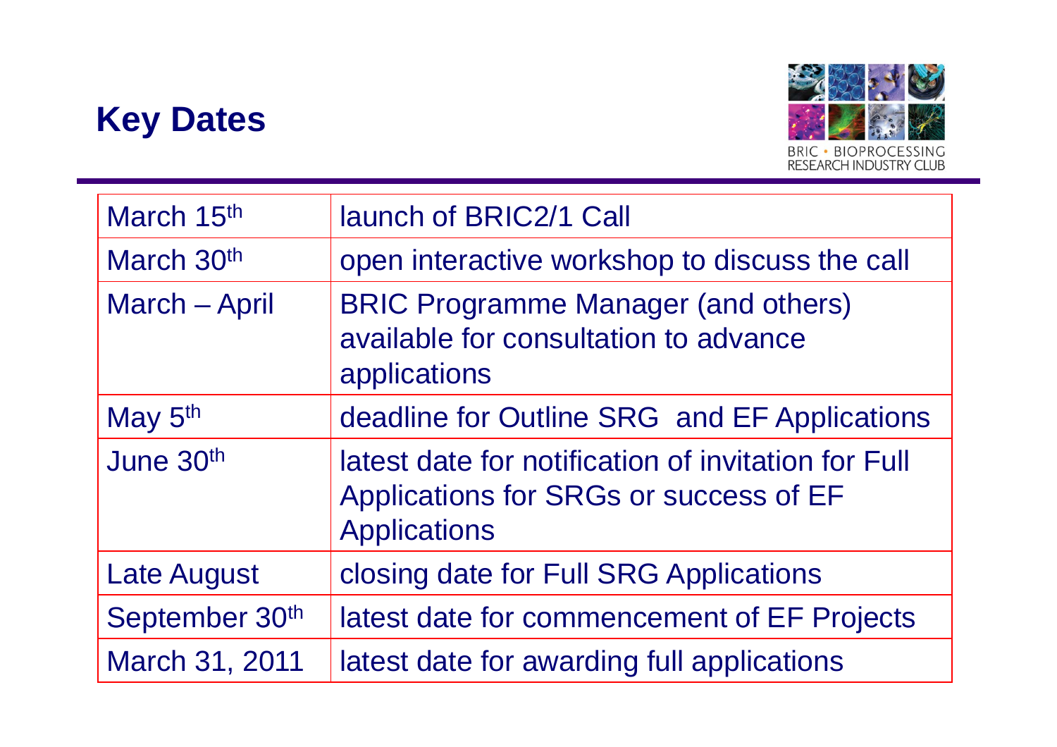## Key Dates

BRIC • BIOPROCESSING RESEARCH INDUSTRY CLUB

| | |
|---|---|
| March 15th | launch of BRIC2/1 Call |
| March 30th | open interactive workshop to discuss the call |
| March – April | BRIC Programme Manager (and others) available for consultation to advance applications |
| May 5th | deadline for Outline SRG and EF Applications |
| June 30th | latest date for notification of invitation for Full Applications for SRGs or success of EF Applications |
| Late August | closing date for Full SRG Applications |
| September 30th | latest date for commencement of EF Projects |
| March 31, 2011 | latest date for awarding full applications |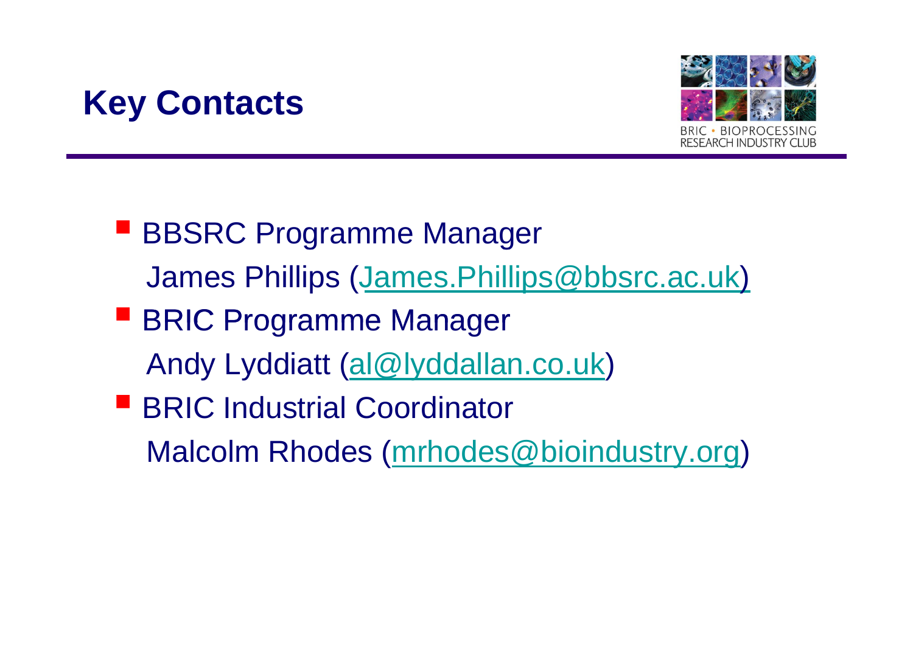# Key Contacts

BRIC • BIOPROCESSING RESEARCH INDUSTRY CLUB

- BBSRC Programme Manager
  James Phillips (James.Phillips@bbsrc.ac.uk)
- BRIC Programme Manager
  Andy Lyddiatt (al@lyddallan.co.uk)
- BRIC Industrial Coordinator
  Malcolm Rhodes (mrhodes@bioindustry.org)